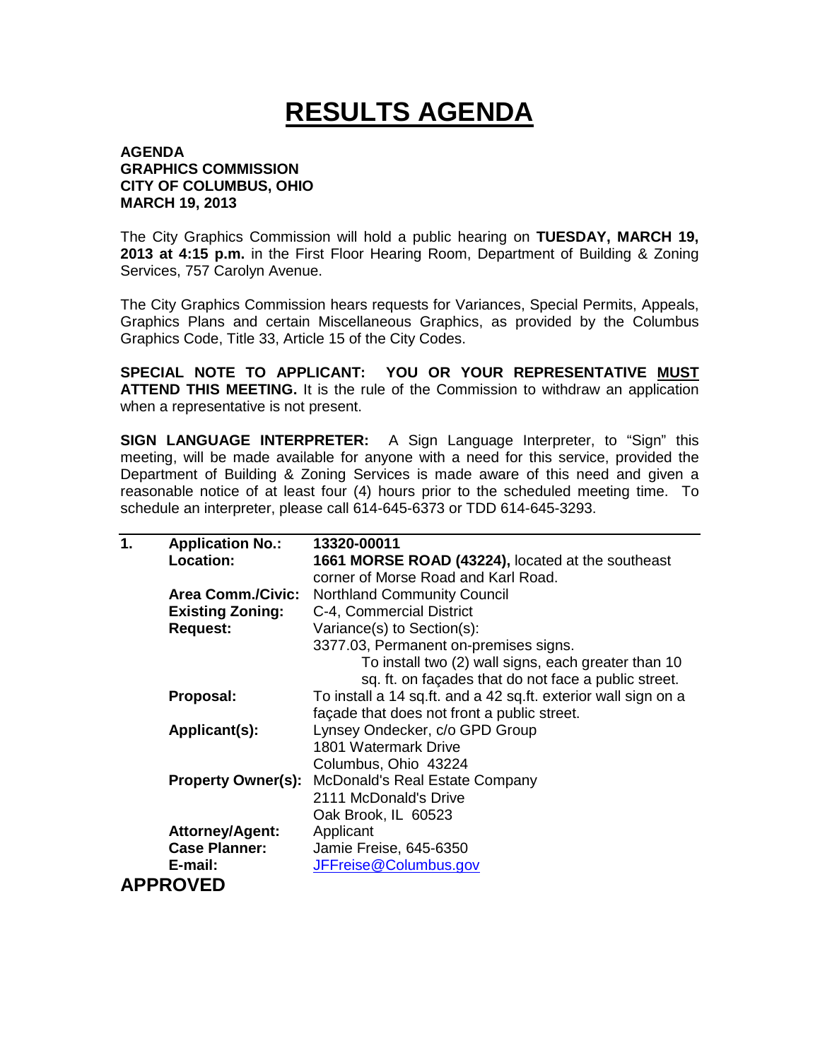# RESULTS AGENDA

**AGENDA**
**GRAPHICS COMMISSION**
**CITY OF COLUMBUS, OHIO**
**MARCH 19, 2013**

The City Graphics Commission will hold a public hearing on **TUESDAY, MARCH 19, 2013 at 4:15 p.m.** in the First Floor Hearing Room, Department of Building & Zoning Services, 757 Carolyn Avenue.

The City Graphics Commission hears requests for Variances, Special Permits, Appeals, Graphics Plans and certain Miscellaneous Graphics, as provided by the Columbus Graphics Code, Title 33, Article 15 of the City Codes.

**SPECIAL NOTE TO APPLICANT: YOU OR YOUR REPRESENTATIVE MUST ATTEND THIS MEETING.** It is the rule of the Commission to withdraw an application when a representative is not present.

**SIGN LANGUAGE INTERPRETER:** A Sign Language Interpreter, to "Sign" this meeting, will be made available for anyone with a need for this service, provided the Department of Building & Zoning Services is made aware of this need and given a reasonable notice of at least four (4) hours prior to the scheduled meeting time. To schedule an interpreter, please call 614-645-6373 or TDD 614-645-3293.

---

**1.**

| | |
|---|---|
| **Application No.:** | **13320-00011** |
| **Location:** | **1661 MORSE ROAD (43224),** located at the southeast corner of Morse Road and Karl Road. |
| **Area Comm./Civic:** | Northland Community Council |
| **Existing Zoning:** | C-4, Commercial District |
| **Request:** | Variance(s) to Section(s):<br>3377.03, Permanent on-premises signs.<br>To install two (2) wall signs, each greater than 10 sq. ft. on façades that do not face a public street. |
| **Proposal:** | To install a 14 sq.ft. and a 42 sq.ft. exterior wall sign on a façade that does not front a public street. |
| **Applicant(s):** | Lynsey Ondecker, c/o GPD Group<br>1801 Watermark Drive<br>Columbus, Ohio 43224 |
| **Property Owner(s):** | McDonald's Real Estate Company<br>2111 McDonald's Drive<br>Oak Brook, IL 60523 |
| **Attorney/Agent:** | Applicant |
| **Case Planner:** | Jamie Freise, 645-6350 |
| **E-mail:** | JFFreise@Columbus.gov |

**APPROVED**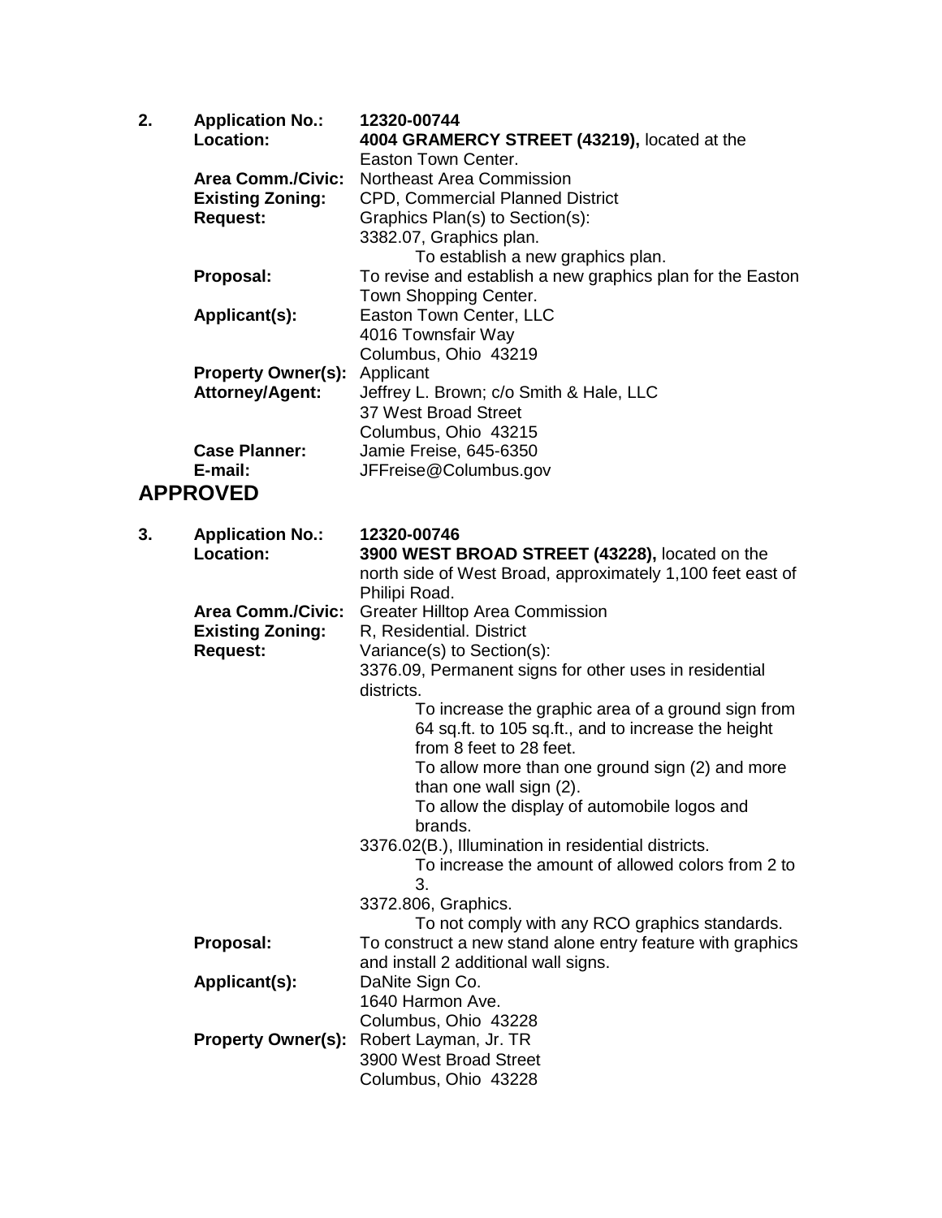**2.** **Application No.:** **12320-00744**

**Location:** **4004 GRAMERCY STREET (43219),** located at the Easton Town Center.

**Area Comm./Civic:** Northeast Area Commission

**Existing Zoning:** CPD, Commercial Planned District

**Request:** Graphics Plan(s) to Section(s):

3382.07, Graphics plan.

To establish a new graphics plan.

**Proposal:** To revise and establish a new graphics plan for the Easton Town Shopping Center.

**Applicant(s):** Easton Town Center, LLC
4016 Townsfair Way
Columbus, Ohio 43219

**Property Owner(s):** Applicant

**Attorney/Agent:** Jeffrey L. Brown; c/o Smith & Hale, LLC
37 West Broad Street
Columbus, Ohio 43215

**Case Planner:** Jamie Freise, 645-6350

**E-mail:** JFFreise@Columbus.gov

## APPROVED

**3.** **Application No.:** **12320-00746**

**Location:** **3900 WEST BROAD STREET (43228),** located on the north side of West Broad, approximately 1,100 feet east of Philipi Road.

**Area Comm./Civic:** Greater Hilltop Area Commission

**Existing Zoning:** R, Residential. District

**Request:** Variance(s) to Section(s):

3376.09, Permanent signs for other uses in residential districts.

To increase the graphic area of a ground sign from 64 sq.ft. to 105 sq.ft., and to increase the height from 8 feet to 28 feet.

To allow more than one ground sign (2) and more than one wall sign (2).

To allow the display of automobile logos and brands.

3376.02(B.), Illumination in residential districts.

To increase the amount of allowed colors from 2 to 3.

3372.806, Graphics.

To not comply with any RCO graphics standards.

**Proposal:** To construct a new stand alone entry feature with graphics and install 2 additional wall signs.

**Applicant(s):** DaNite Sign Co.
1640 Harmon Ave.
Columbus, Ohio 43228

**Property Owner(s):** Robert Layman, Jr. TR
3900 West Broad Street
Columbus, Ohio 43228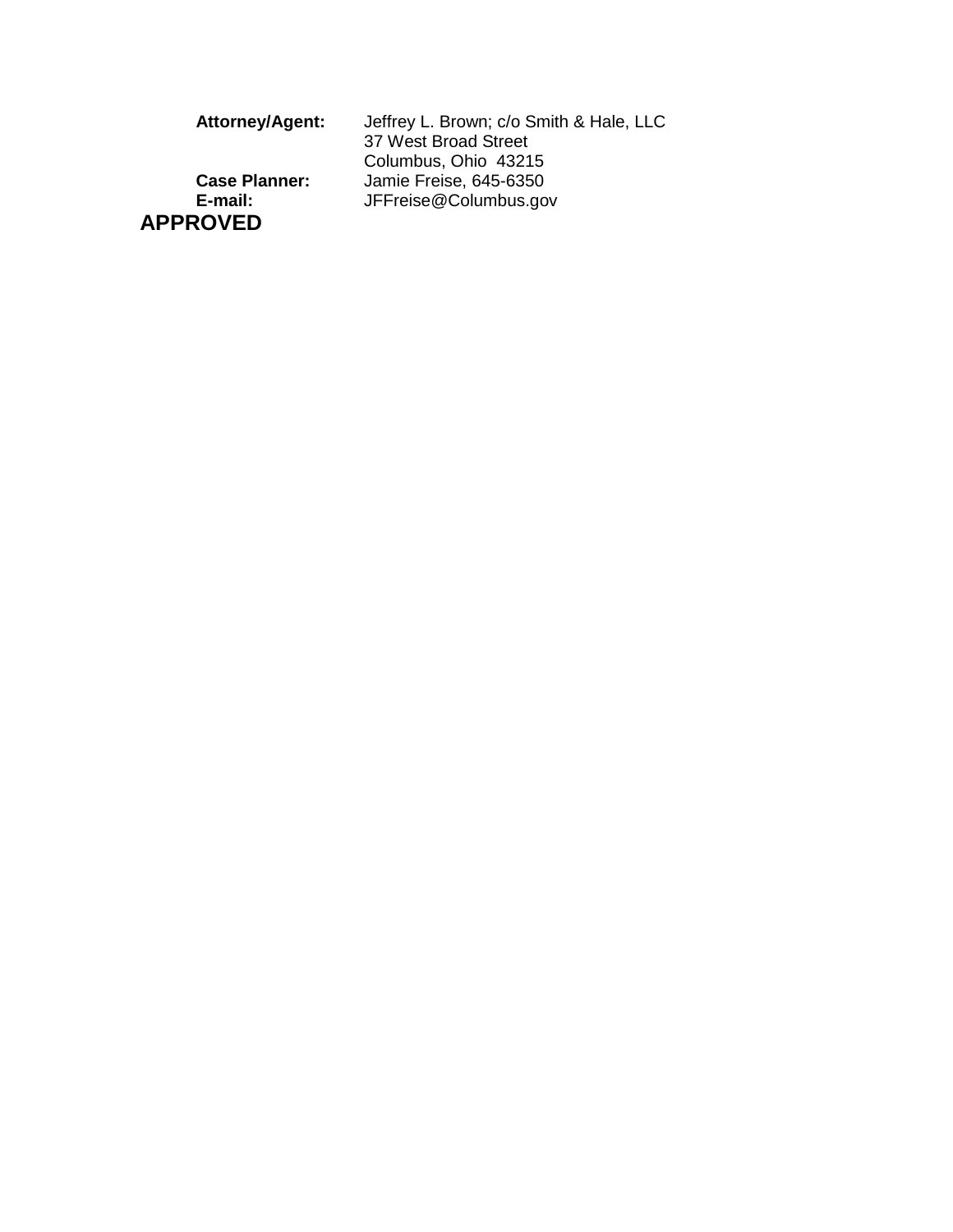**Attorney/Agent:** Jeffrey L. Brown; c/o Smith & Hale, LLC
37 West Broad Street
Columbus, Ohio 43215

**Case Planner:** Jamie Freise, 645-6350

**E-mail:** JFFreise@Columbus.gov

**APPROVED**